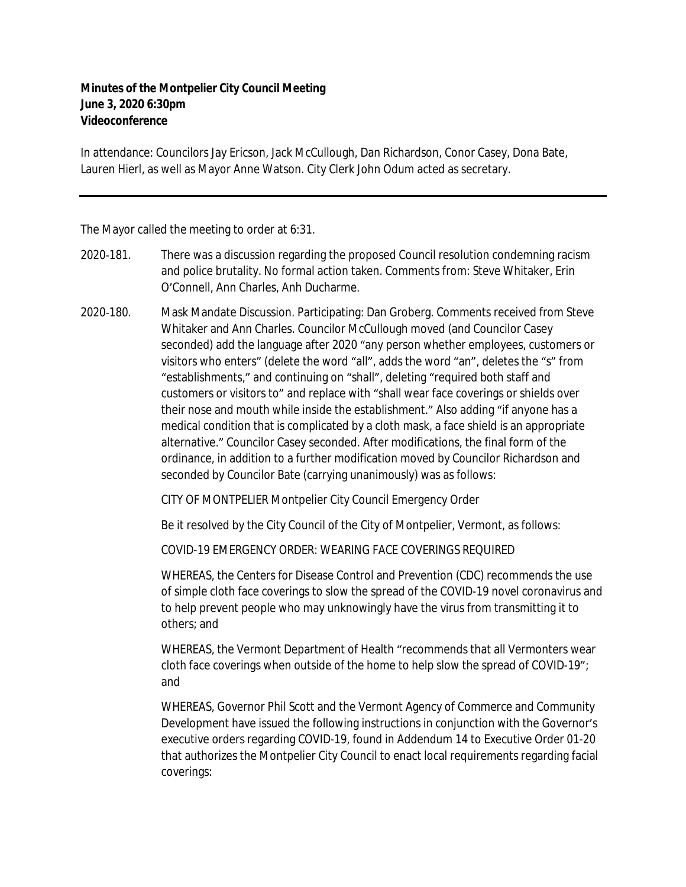**Minutes of the Montpelier City Council Meeting**
**June 3, 2020 6:30pm**
**Videoconference**

In attendance: Councilors Jay Ericson, Jack McCullough, Dan Richardson, Conor Casey, Dona Bate, Lauren Hierl, as well as Mayor Anne Watson. City Clerk John Odum acted as secretary.

---

The Mayor called the meeting to order at 6:31.

2020-181. There was a discussion regarding the proposed Council resolution condemning racism and police brutality. No formal action taken. Comments from: Steve Whitaker, Erin O'Connell, Ann Charles, Anh Ducharme.

2020-180. Mask Mandate Discussion. Participating: Dan Groberg. Comments received from Steve Whitaker and Ann Charles. Councilor McCullough moved (and Councilor Casey seconded) add the language after 2020 "any person whether employees, customers or visitors who enters" (delete the word "all", adds the word "an", deletes the "s" from "establishments," and continuing on "shall", deleting "required both staff and customers or visitors to" and replace with "shall wear face coverings or shields over their nose and mouth while inside the establishment." Also adding "if anyone has a medical condition that is complicated by a cloth mask, a face shield is an appropriate alternative." Councilor Casey seconded. After modifications, the final form of the ordinance, in addition to a further modification moved by Councilor Richardson and seconded by Councilor Bate (carrying unanimously) was as follows:

CITY OF MONTPELIER Montpelier City Council Emergency Order

Be it resolved by the City Council of the City of Montpelier, Vermont, as follows:

COVID-19 EMERGENCY ORDER: WEARING FACE COVERINGS REQUIRED

WHEREAS, the Centers for Disease Control and Prevention (CDC) recommends the use of simple cloth face coverings to slow the spread of the COVID-19 novel coronavirus and to help prevent people who may unknowingly have the virus from transmitting it to others; and

WHEREAS, the Vermont Department of Health "recommends that all Vermonters wear cloth face coverings when outside of the home to help slow the spread of COVID-19"; and

WHEREAS, Governor Phil Scott and the Vermont Agency of Commerce and Community Development have issued the following instructions in conjunction with the Governor's executive orders regarding COVID-19, found in Addendum 14 to Executive Order 01-20 that authorizes the Montpelier City Council to enact local requirements regarding facial coverings: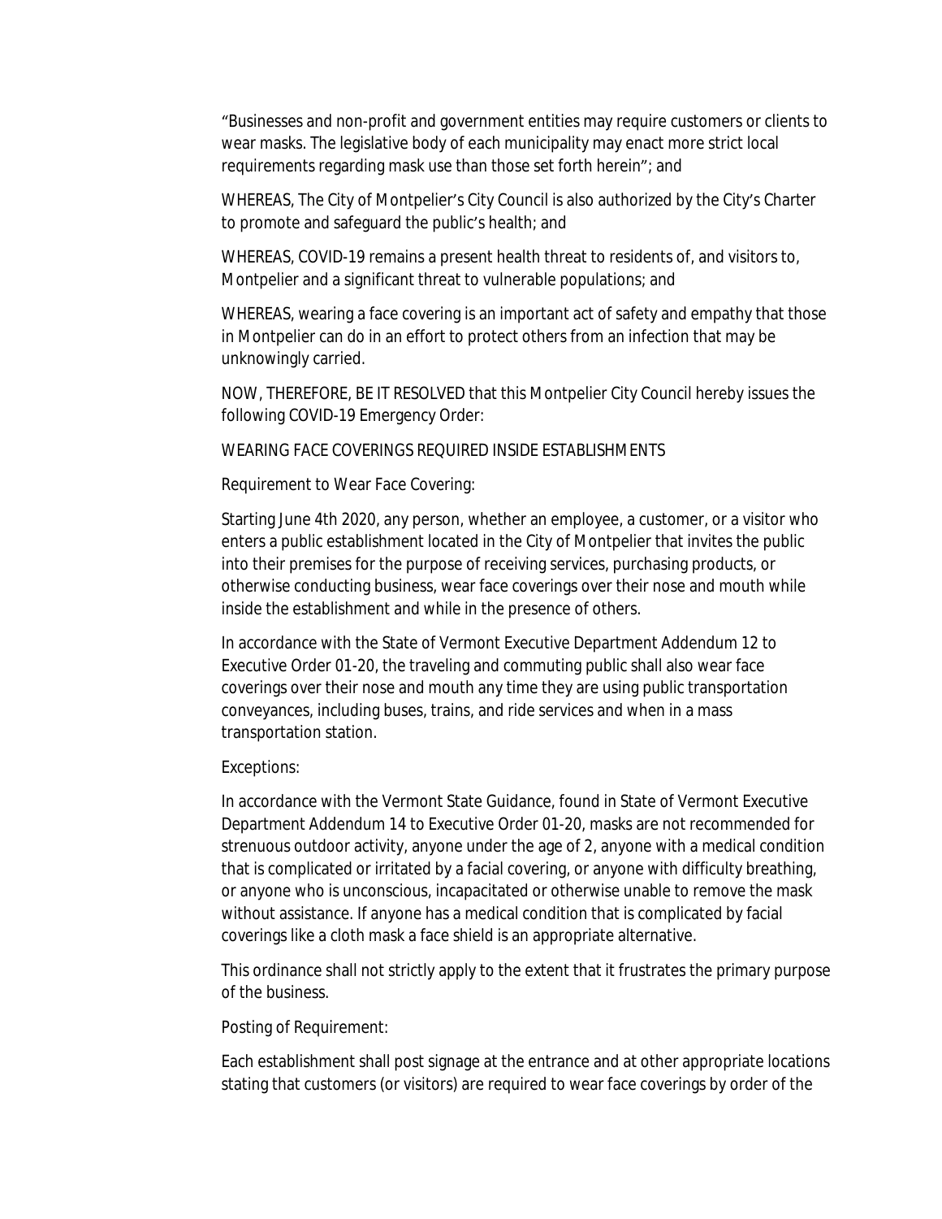"Businesses and non-profit and government entities may require customers or clients to wear masks. The legislative body of each municipality may enact more strict local requirements regarding mask use than those set forth herein"; and

WHEREAS, The City of Montpelier's City Council is also authorized by the City's Charter to promote and safeguard the public's health; and

WHEREAS, COVID-19 remains a present health threat to residents of, and visitors to, Montpelier and a significant threat to vulnerable populations; and

WHEREAS, wearing a face covering is an important act of safety and empathy that those in Montpelier can do in an effort to protect others from an infection that may be unknowingly carried.

NOW, THEREFORE, BE IT RESOLVED that this Montpelier City Council hereby issues the following COVID-19 Emergency Order:

WEARING FACE COVERINGS REQUIRED INSIDE ESTABLISHMENTS

Requirement to Wear Face Covering:

Starting June 4th 2020, any person, whether an employee, a customer, or a visitor who enters a public establishment located in the City of Montpelier that invites the public into their premises for the purpose of receiving services, purchasing products, or otherwise conducting business, wear face coverings over their nose and mouth while inside the establishment and while in the presence of others.

In accordance with the State of Vermont Executive Department Addendum 12 to Executive Order 01-20, the traveling and commuting public shall also wear face coverings over their nose and mouth any time they are using public transportation conveyances, including buses, trains, and ride services and when in a mass transportation station.

Exceptions:

In accordance with the Vermont State Guidance, found in State of Vermont Executive Department Addendum 14 to Executive Order 01-20, masks are not recommended for strenuous outdoor activity, anyone under the age of 2, anyone with a medical condition that is complicated or irritated by a facial covering, or anyone with difficulty breathing, or anyone who is unconscious, incapacitated or otherwise unable to remove the mask without assistance. If anyone has a medical condition that is complicated by facial coverings like a cloth mask a face shield is an appropriate alternative.

This ordinance shall not strictly apply to the extent that it frustrates the primary purpose of the business.

Posting of Requirement:

Each establishment shall post signage at the entrance and at other appropriate locations stating that customers (or visitors) are required to wear face coverings by order of the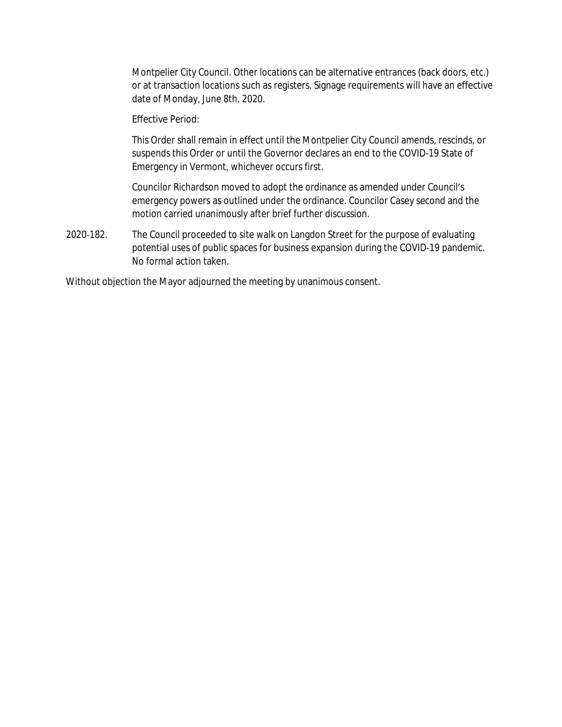Montpelier City Council. Other locations can be alternative entrances (back doors, etc.) or at transaction locations such as registers. Signage requirements will have an effective date of Monday, June 8th, 2020.

Effective Period:

This Order shall remain in effect until the Montpelier City Council amends, rescinds, or suspends this Order or until the Governor declares an end to the COVID-19 State of Emergency in Vermont, whichever occurs first.

Councilor Richardson moved to adopt the ordinance as amended under Council's emergency powers as outlined under the ordinance. Councilor Casey second and the motion carried unanimously after brief further discussion.

2020-182. The Council proceeded to site walk on Langdon Street for the purpose of evaluating potential uses of public spaces for business expansion during the COVID-19 pandemic. No formal action taken.

Without objection the Mayor adjourned the meeting by unanimous consent.